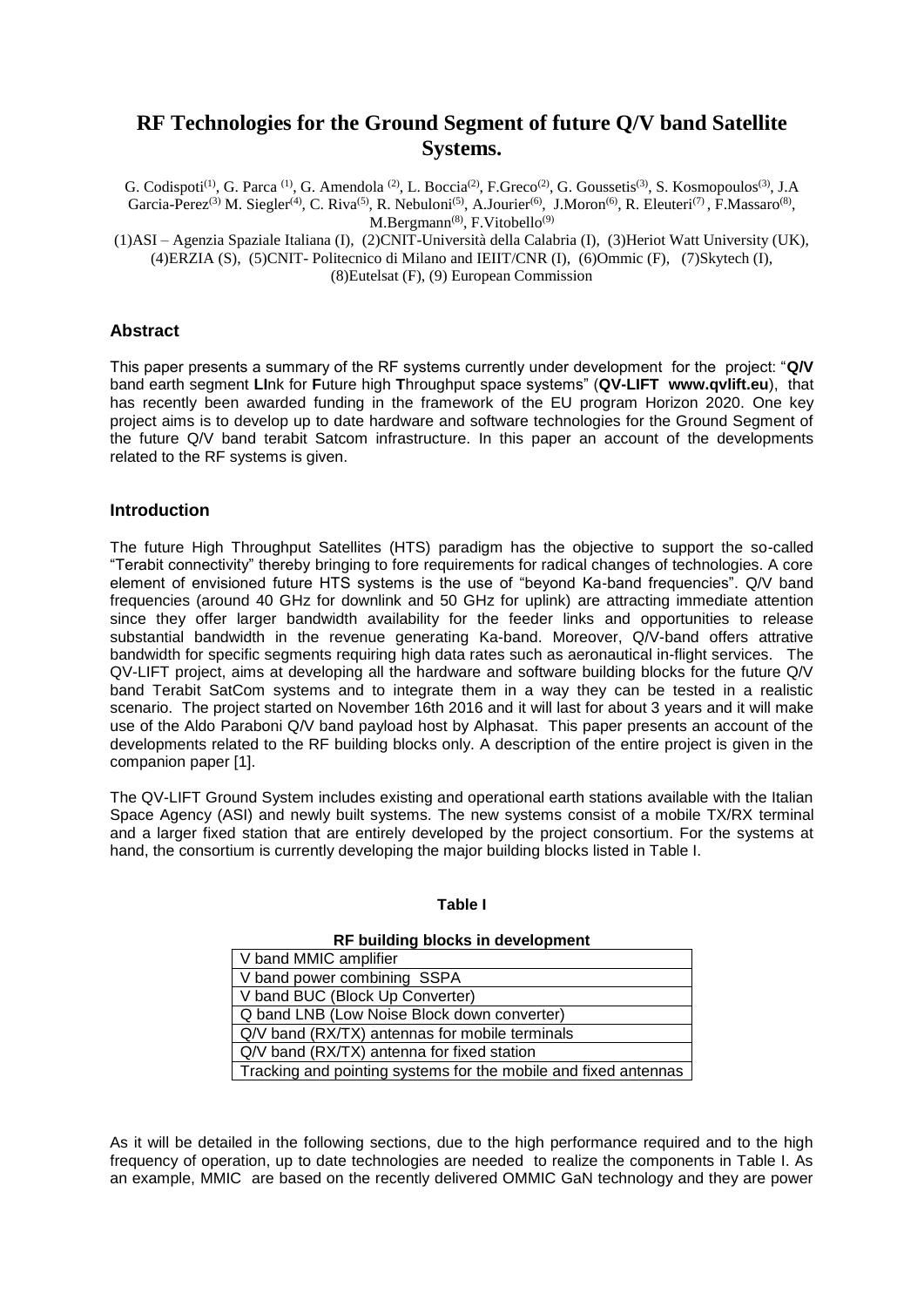# RF Technologies for the Ground Segment of future Q/V band Satellite Systems.

G. Codispoti[(1)], G. Parca [(1)], G. Amendola [(2)], L. Boccia[(2)], F.Greco[(2)], G. Goussetis[(3)], S. Kosmopoulos[(3)], J.A Garcia-Perez[(3)] M. Siegler[(4)], C. Riva[(5)], R. Nebuloni[(5)], A.Jourier[(6)], J.Moron[(6)], R. Eleuteri[(7)], F.Massaro[(8)], M.Bergmann[(8)], F.Vitobello[(9)]

(1)ASI – Agenzia Spaziale Italiana (I), (2)CNIT-Università della Calabria (I), (3)Heriot Watt University (UK), (4)ERZIA (S), (5)CNIT- Politecnico di Milano and IEIIT/CNR (I), (6)Ommic (F), (7)Skytech (I), (8)Eutelsat (F), (9) European Commission

## Abstract

This paper presents a summary of the RF systems currently under development for the project: "**Q/V** band earth segment **LI**nk for **F**uture high **T**hroughput space systems" (**QV-LIFT www.qvlift.eu**), that has recently been awarded funding in the framework of the EU program Horizon 2020. One key project aims is to develop up to date hardware and software technologies for the Ground Segment of the future Q/V band terabit Satcom infrastructure. In this paper an account of the developments related to the RF systems is given.

## Introduction

The future High Throughput Satellites (HTS) paradigm has the objective to support the so-called "Terabit connectivity" thereby bringing to fore requirements for radical changes of technologies. A core element of envisioned future HTS systems is the use of "beyond Ka-band frequencies". Q/V band frequencies (around 40 GHz for downlink and 50 GHz for uplink) are attracting immediate attention since they offer larger bandwidth availability for the feeder links and opportunities to release substantial bandwidth in the revenue generating Ka-band. Moreover, Q/V-band offers attrative bandwidth for specific segments requiring high data rates such as aeronautical in-flight services. The QV-LIFT project, aims at developing all the hardware and software building blocks for the future Q/V band Terabit SatCom systems and to integrate them in a way they can be tested in a realistic scenario. The project started on November 16th 2016 and it will last for about 3 years and it will make use of the Aldo Paraboni Q/V band payload host by Alphasat. This paper presents an account of the developments related to the RF building blocks only. A description of the entire project is given in the companion paper [1].

The QV-LIFT Ground System includes existing and operational earth stations available with the Italian Space Agency (ASI) and newly built systems. The new systems consist of a mobile TX/RX terminal and a larger fixed station that are entirely developed by the project consortium. For the systems at hand, the consortium is currently developing the major building blocks listed in Table I.

**Table I**

| RF building blocks in development |
|---|
| V band MMIC amplifier |
| V band power combining SSPA |
| V band BUC (Block Up Converter) |
| Q band LNB (Low Noise Block down converter) |
| Q/V band (RX/TX) antennas for mobile terminals |
| Q/V band (RX/TX) antenna for fixed station |
| Tracking and pointing systems for the mobile and fixed antennas |

As it will be detailed in the following sections, due to the high performance required and to the high frequency of operation, up to date technologies are needed to realize the components in Table I. As an example, MMIC are based on the recently delivered OMMIC GaN technology and they are power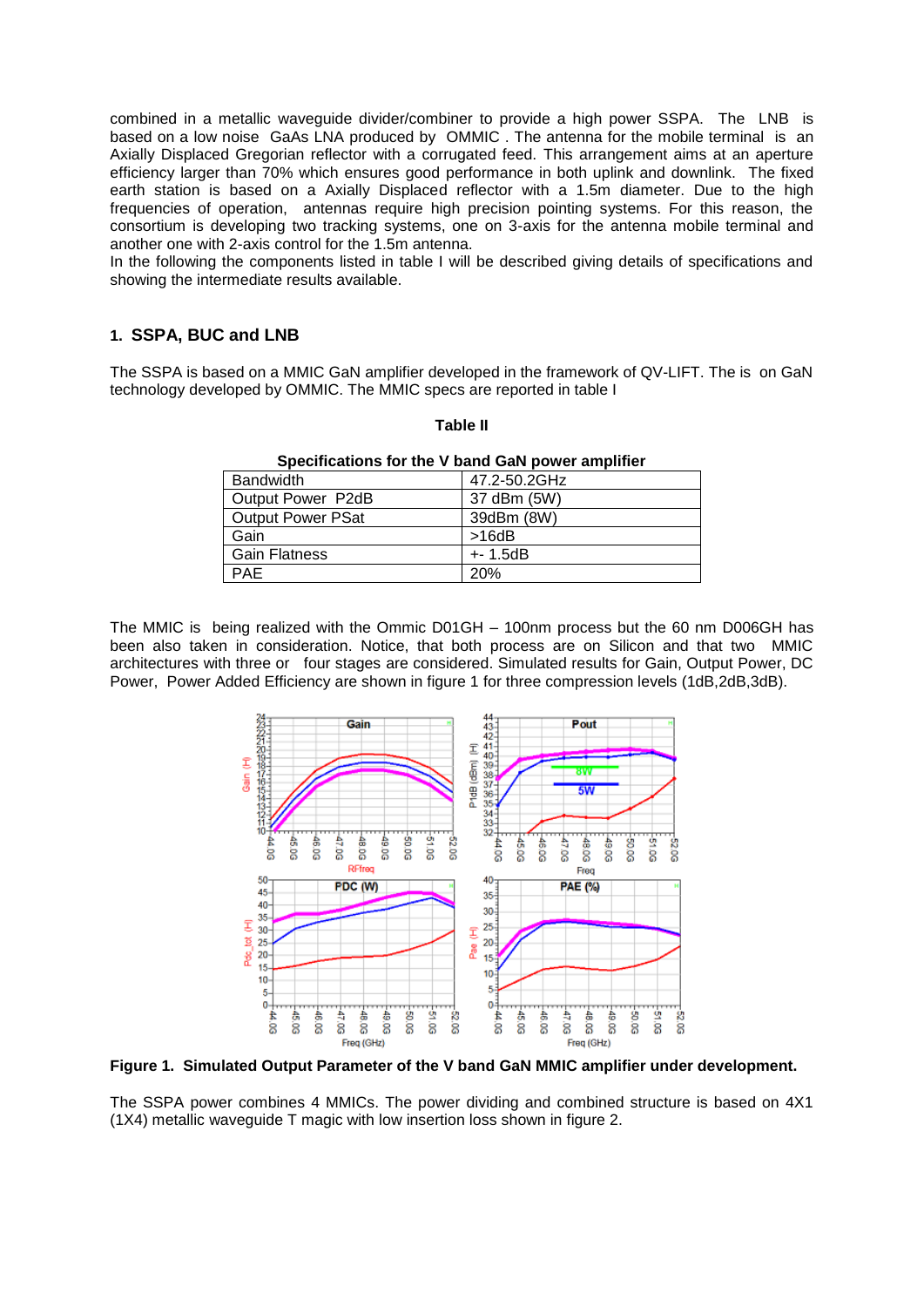combined in a metallic waveguide divider/combiner to provide a high power SSPA. The LNB is based on a low noise GaAs LNA produced by OMMIC . The antenna for the mobile terminal is an Axially Displaced Gregorian reflector with a corrugated feed. This arrangement aims at an aperture efficiency larger than 70% which ensures good performance in both uplink and downlink. The fixed earth station is based on a Axially Displaced reflector with a 1.5m diameter. Due to the high frequencies of operation, antennas require high precision pointing systems. For this reason, the consortium is developing two tracking systems, one on 3-axis for the antenna mobile terminal and another one with 2-axis control for the 1.5m antenna.
In the following the components listed in table I will be described giving details of specifications and showing the intermediate results available.

## 1. SSPA, BUC and LNB

The SSPA is based on a MMIC GaN amplifier developed in the framework of QV-LIFT. The is on GaN technology developed by OMMIC. The MMIC specs are reported in table I

**Table II**

**Specifications for the V band GaN power amplifier**

| | |
|---|---|
| Bandwidth | 47.2-50.2GHz |
| Output Power P2dB | 37 dBm (5W) |
| Output Power PSat | 39dBm (8W) |
| Gain | >16dB |
| Gain Flatness | +- 1.5dB |
| PAE | 20% |

The MMIC is being realized with the Ommic D01GH – 100nm process but the 60 nm D006GH has been also taken in consideration. Notice, that both process are on Silicon and that two MMIC architectures with three or four stages are considered. Simulated results for Gain, Output Power, DC Power, Power Added Efficiency are shown in figure 1 for three compression levels (1dB,2dB,3dB).

**Figure 1. Simulated Output Parameter of the V band GaN MMIC amplifier under development.**

The SSPA power combines 4 MMICs. The power dividing and combined structure is based on 4X1 (1X4) metallic waveguide T magic with low insertion loss shown in figure 2.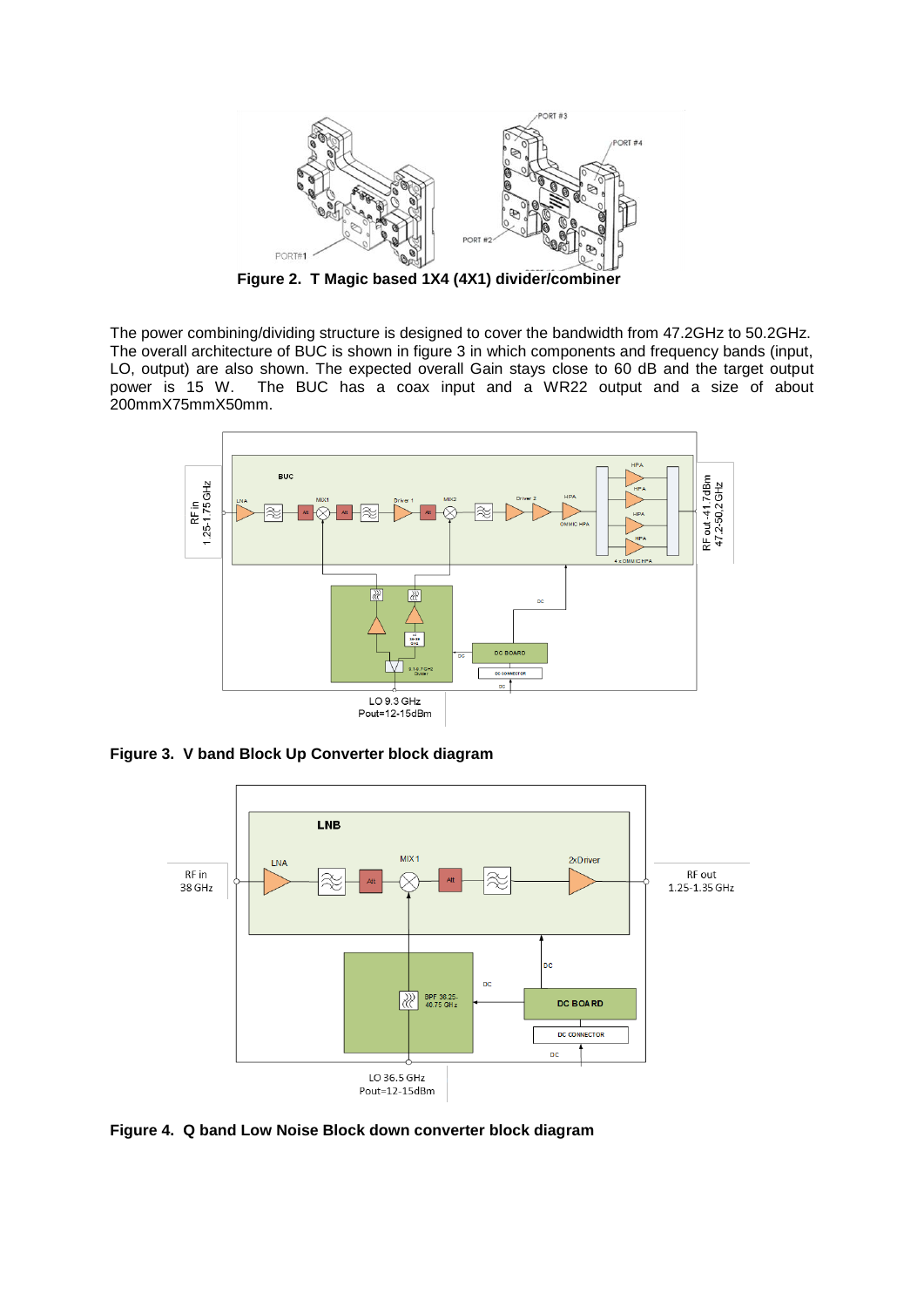**Figure 2. T Magic based 1X4 (4X1) divider/combiner**

The power combining/dividing structure is designed to cover the bandwidth from 47.2GHz to 50.2GHz. The overall architecture of BUC is shown in figure 3 in which components and frequency bands (input, LO, output) are also shown. The expected overall Gain stays close to 60 dB and the target output power is 15 W. The BUC has a coax input and a WR22 output and a size of about 200mmX75mmX50mm.

**Figure 3. V band Block Up Converter block diagram**

**Figure 4. Q band Low Noise Block down converter block diagram**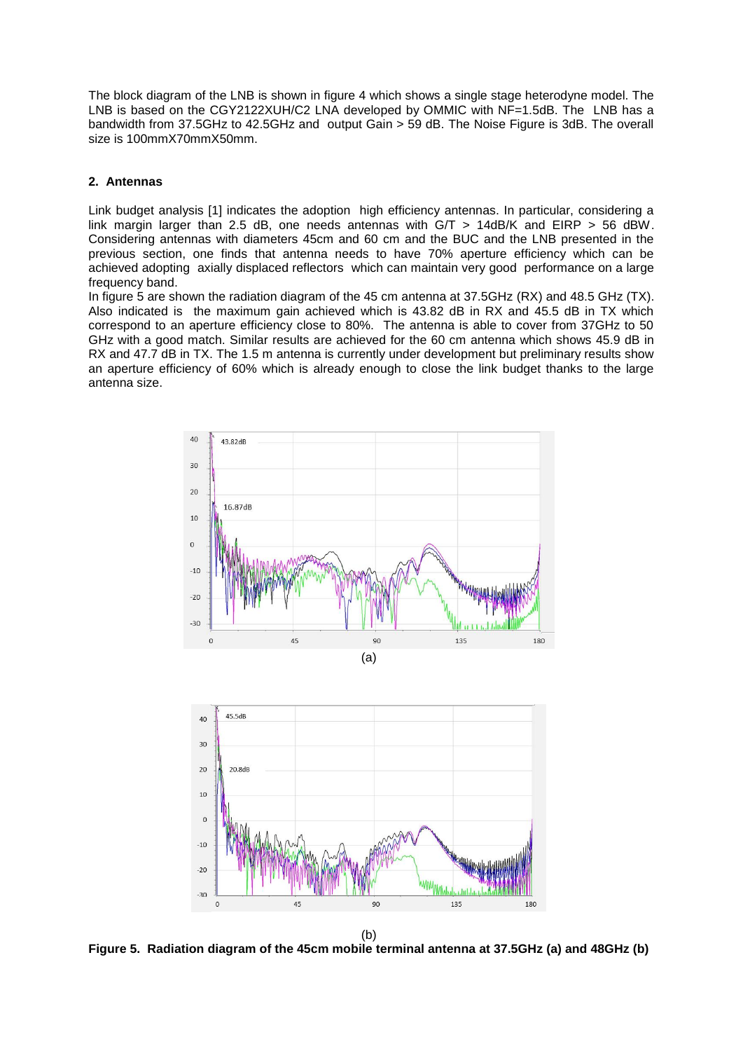The block diagram of the LNB is shown in figure 4 which shows a single stage heterodyne model. The LNB is based on the CGY2122XUH/C2 LNA developed by OMMIC with NF=1.5dB. The LNB has a bandwidth from 37.5GHz to 42.5GHz and output Gain > 59 dB. The Noise Figure is 3dB. The overall size is 100mmX70mmX50mm.

## 2. Antennas

Link budget analysis [1] indicates the adoption high efficiency antennas. In particular, considering a link margin larger than 2.5 dB, one needs antennas with G/T > 14dB/K and EIRP > 56 dBW. Considering antennas with diameters 45cm and 60 cm and the BUC and the LNB presented in the previous section, one finds that antenna needs to have 70% aperture efficiency which can be achieved adopting axially displaced reflectors which can maintain very good performance on a large frequency band.

In figure 5 are shown the radiation diagram of the 45 cm antenna at 37.5GHz (RX) and 48.5 GHz (TX). Also indicated is the maximum gain achieved which is 43.82 dB in RX and 45.5 dB in TX which correspond to an aperture efficiency close to 80%. The antenna is able to cover from 37GHz to 50 GHz with a good match. Similar results are achieved for the 60 cm antenna which shows 45.9 dB in RX and 47.7 dB in TX. The 1.5 m antenna is currently under development but preliminary results show an aperture efficiency of 60% which is already enough to close the link budget thanks to the large antenna size.

(a)

(b)

**Figure 5. Radiation diagram of the 45cm mobile terminal antenna at 37.5GHz (a) and 48GHz (b)**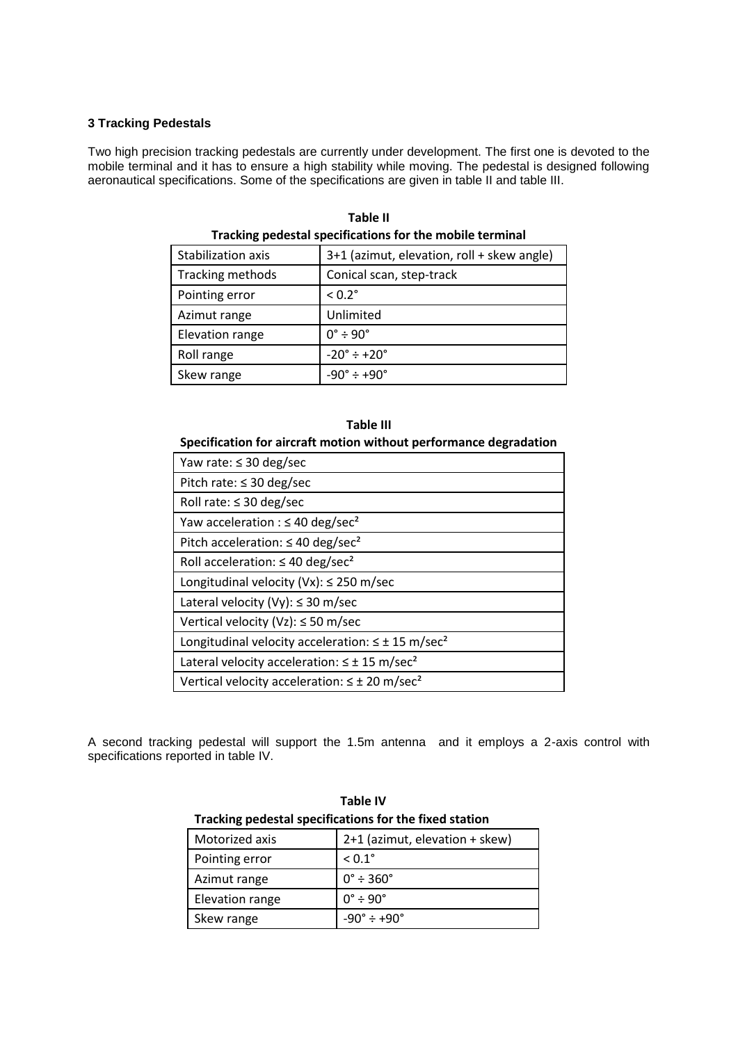### 3 Tracking Pedestals

Two high precision tracking pedestals are currently under development. The first one is devoted to the mobile terminal and it has to ensure a high stability while moving. The pedestal is designed following aeronautical specifications. Some of the specifications are given in table II and table III.

**Table II**

**Tracking pedestal specifications for the mobile terminal**

| Stabilization axis | 3+1 (azimut, elevation, roll + skew angle) |
|---|---|
| Tracking methods | Conical scan, step-track |
| Pointing error | < 0.2° |
| Azimut range | Unlimited |
| Elevation range | 0° ÷ 90° |
| Roll range | -20° ÷ +20° |
| Skew range | -90° ÷ +90° |

**Table III**

**Specification for aircraft motion without performance degradation**

| Yaw rate: ≤ 30 deg/sec |
|---|
| Pitch rate: ≤ 30 deg/sec |
| Roll rate: ≤ 30 deg/sec |
| Yaw acceleration : ≤ 40 deg/sec² |
| Pitch acceleration: ≤ 40 deg/sec² |
| Roll acceleration: ≤ 40 deg/sec² |
| Longitudinal velocity (Vx): ≤ 250 m/sec |
| Lateral velocity (Vy): ≤ 30 m/sec |
| Vertical velocity (Vz): ≤ 50 m/sec |
| Longitudinal velocity acceleration: ≤ ± 15 m/sec² |
| Lateral velocity acceleration: ≤ ± 15 m/sec² |
| Vertical velocity acceleration: ≤ ± 20 m/sec² |

A second tracking pedestal will support the 1.5m antenna and it employs a 2-axis control with specifications reported in table IV.

**Table IV**

**Tracking pedestal specifications for the fixed station**

| Motorized axis | 2+1 (azimut, elevation + skew) |
|---|---|
| Pointing error | < 0.1° |
| Azimut range | 0° ÷ 360° |
| Elevation range | 0° ÷ 90° |
| Skew range | -90° ÷ +90° |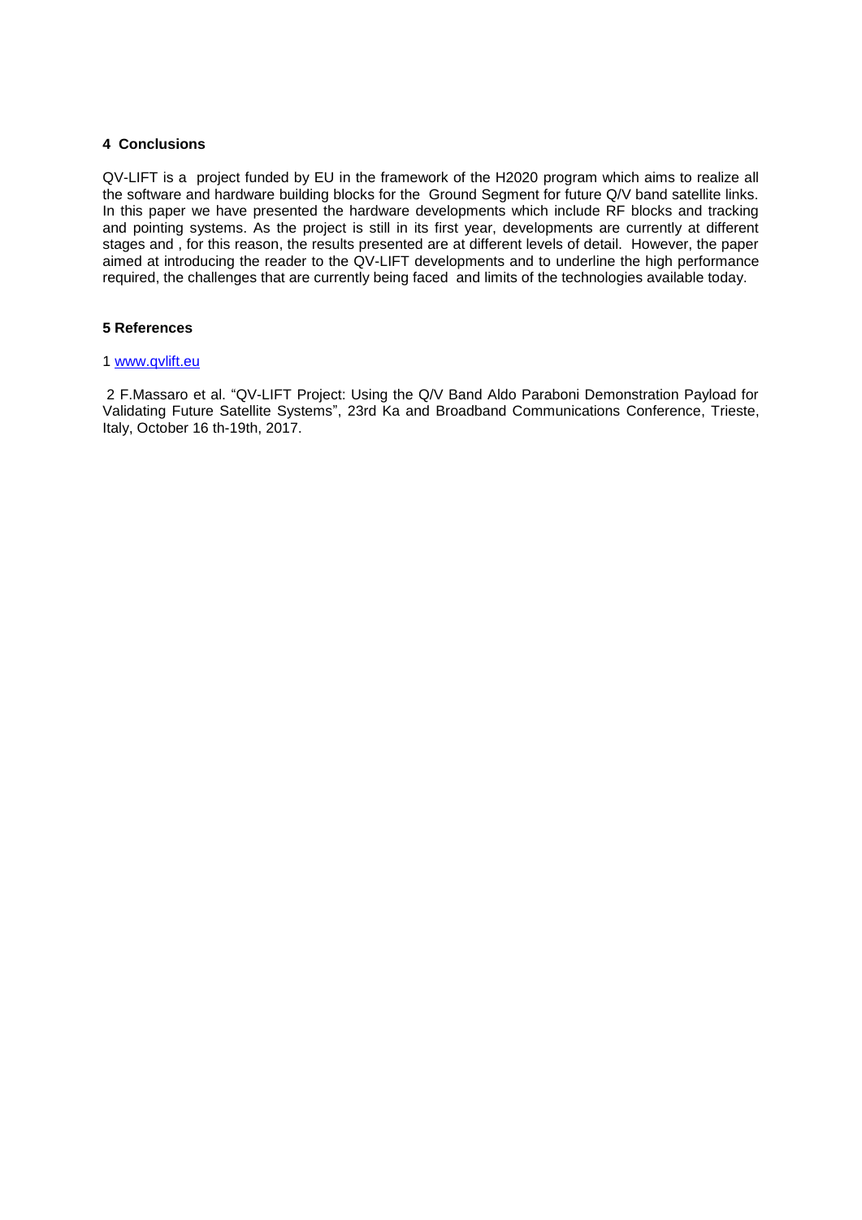## 4 Conclusions

QV-LIFT is a project funded by EU in the framework of the H2020 program which aims to realize all the software and hardware building blocks for the Ground Segment for future Q/V band satellite links. In this paper we have presented the hardware developments which include RF blocks and tracking and pointing systems. As the project is still in its first year, developments are currently at different stages and , for this reason, the results presented are at different levels of detail. However, the paper aimed at introducing the reader to the QV-LIFT developments and to underline the high performance required, the challenges that are currently being faced and limits of the technologies available today.

## 5 References

1 www.qvlift.eu

2 F.Massaro et al. "QV-LIFT Project: Using the Q/V Band Aldo Paraboni Demonstration Payload for Validating Future Satellite Systems", 23rd Ka and Broadband Communications Conference, Trieste, Italy, October 16 th-19th, 2017.